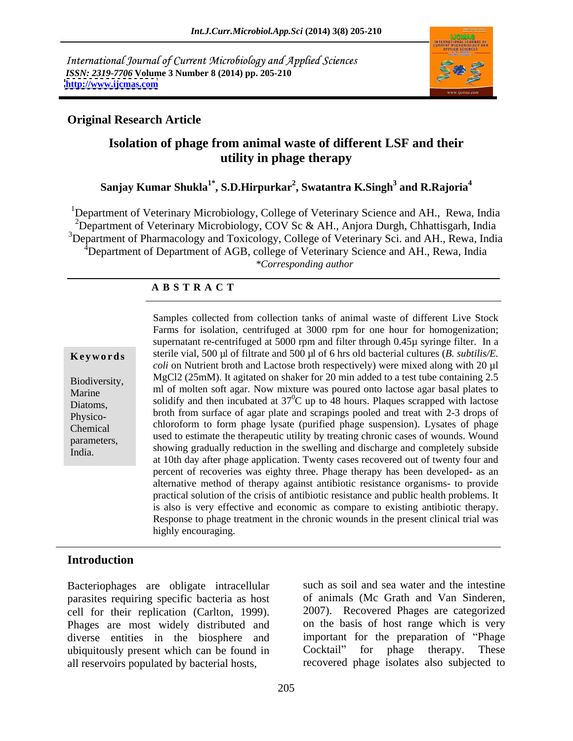International Journal of Current Microbiology and Applied Sciences
*ISSN: 2319-7706* **Volume 3 Number 8 (2014) pp. 205-210**
**http://www.ijcmas.com**

**Original Research Article**

# Isolation of phage from animal waste of different LSF and their utility in phage therapy

**Sanjay Kumar Shukla[1*], S.D.Hirpurkar[2], Swatantra K.Singh[3] and R.Rajoria[4]**

[1]Department of Veterinary Microbiology, College of Veterinary Science and AH., Rewa, India
[2]Department of Veterinary Microbiology, COV Sc & AH., Anjora Durgh, Chhattisgarh, India
[3]Department of Pharmacology and Toxicology, College of Veterinary Sci. and AH., Rewa, India
[4]Department of Department of AGB, college of Veterinary Science and AH., Rewa, India
*\*Corresponding author*

## A B S T R A C T

**Keywords**

Biodiversity, Marine Diatoms, Physico-Chemical parameters, India.

Samples collected from collection tanks of animal waste of different Live Stock Farms for isolation, centrifuged at 3000 rpm for one hour for homogenization; supernatant re-centrifuged at 5000 rpm and filter through 0.45µ syringe filter. In a sterile vial, 500 µl of filtrate and 500 µl of 6 hrs old bacterial cultures (*B. subtilis/E. coli* on Nutrient broth and Lactose broth respectively) were mixed along with 20 µl MgCl2 (25mM). It agitated on shaker for 20 min added to a test tube containing 2.5 ml of molten soft agar. Now mixture was poured onto lactose agar basal plates to solidify and then incubated at $37^0$C up to 48 hours. Plaques scrapped with lactose broth from surface of agar plate and scrapings pooled and treat with 2-3 drops of chloroform to form phage lysate (purified phage suspension). Lysates of phage used to estimate the therapeutic utility by treating chronic cases of wounds. Wound showing gradually reduction in the swelling and discharge and completely subside at 10th day after phage application. Twenty cases recovered out of twenty four and percent of recoveries was eighty three. Phage therapy has been developed- as an alternative method of therapy against antibiotic resistance organisms- to provide practical solution of the crisis of antibiotic resistance and public health problems. It is also is very effective and economic as compare to existing antibiotic therapy. Response to phage treatment in the chronic wounds in the present clinical trial was highly encouraging.

## Introduction

Bacteriophages are obligate intracellular parasites requiring specific bacteria as host cell for their replication (Carlton, 1999). Phages are most widely distributed and diverse entities in the biosphere and ubiquitously present which can be found in all reservoirs populated by bacterial hosts, such as soil and sea water and the intestine of animals (Mc Grath and Van Sinderen, 2007). Recovered Phages are categorized on the basis of host range which is very important for the preparation of "Phage Cocktail" for phage therapy. These recovered phage isolates also subjected to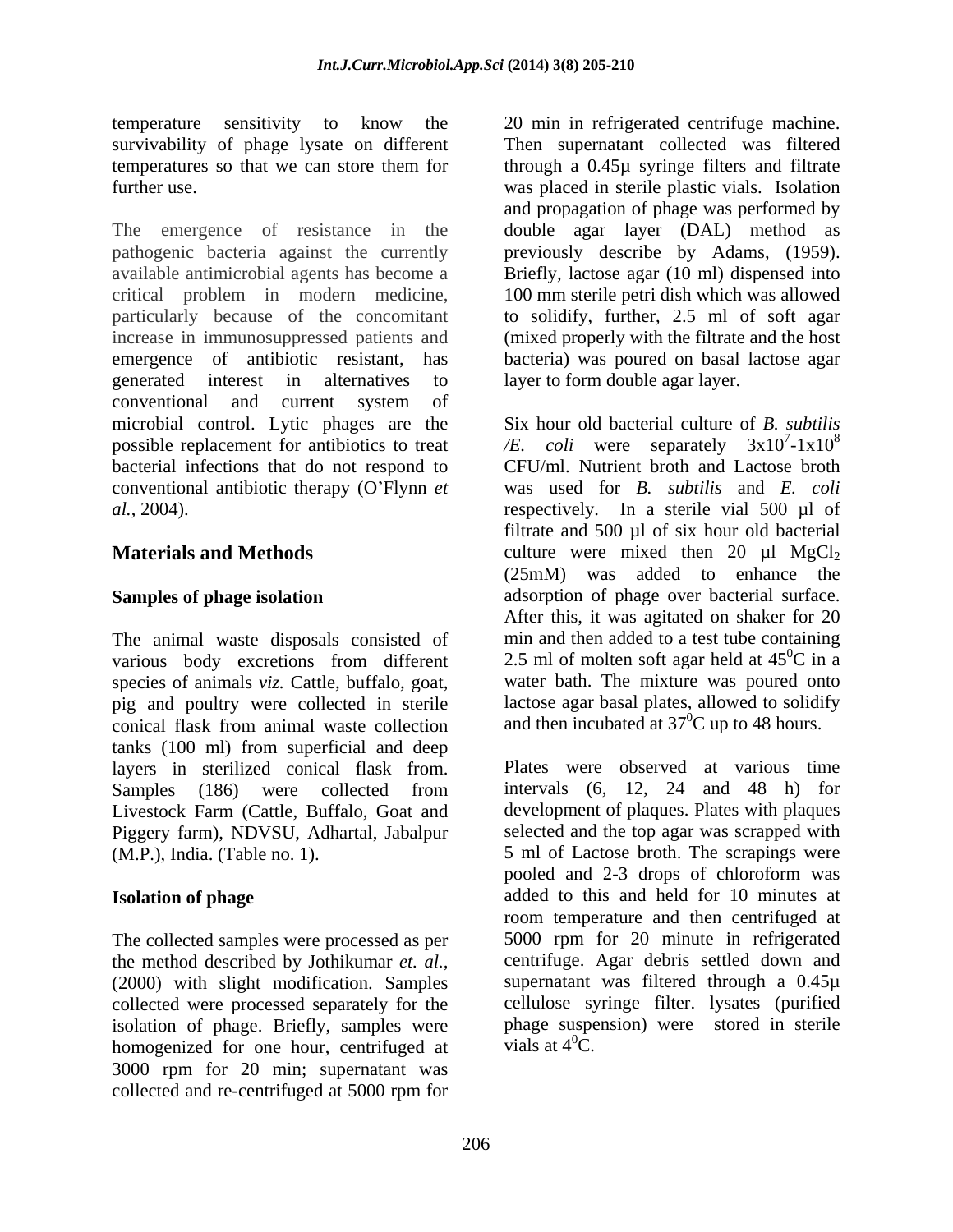temperature sensitivity to know the survivability of phage lysate on different temperatures so that we can store them for further use.

The emergence of resistance in the pathogenic bacteria against the currently available antimicrobial agents has become a critical problem in modern medicine, particularly because of the concomitant increase in immunosuppressed patients and emergence of antibiotic resistant, has generated interest in alternatives to conventional and current system of microbial control. Lytic phages are the possible replacement for antibiotics to treat bacterial infections that do not respond to conventional antibiotic therapy (O'Flynn *et al.*, 2004).

## Materials and Methods

### Samples of phage isolation

The animal waste disposals consisted of various body excretions from different species of animals *viz.* Cattle, buffalo, goat, pig and poultry were collected in sterile conical flask from animal waste collection tanks (100 ml) from superficial and deep layers in sterilized conical flask from. Samples (186) were collected from Livestock Farm (Cattle, Buffalo, Goat and Piggery farm), NDVSU, Adhartal, Jabalpur (M.P.), India. (Table no. 1).

### Isolation of phage

The collected samples were processed as per the method described by Jothikumar *et. al.,* (2000) with slight modification. Samples collected were processed separately for the isolation of phage. Briefly, samples were homogenized for one hour, centrifuged at 3000 rpm for 20 min; supernatant was collected and re-centrifuged at 5000 rpm for 20 min in refrigerated centrifuge machine. Then supernatant collected was filtered through a 0.45µ syringe filters and filtrate was placed in sterile plastic vials. Isolation and propagation of phage was performed by double agar layer (DAL) method as previously describe by Adams, (1959). Briefly, lactose agar (10 ml) dispensed into 100 mm sterile petri dish which was allowed to solidify, further, 2.5 ml of soft agar (mixed properly with the filtrate and the host bacteria) was poured on basal lactose agar layer to form double agar layer.

Six hour old bacterial culture of *B. subtilis /E. coli* were separately $3x10^7$-$1x10^8$ CFU/ml. Nutrient broth and Lactose broth was used for *B. subtilis* and *E. coli* respectively. In a sterile vial 500 µl of filtrate and 500 µl of six hour old bacterial culture were mixed then 20 µl $MgCl_2$ (25mM) was added to enhance the adsorption of phage over bacterial surface. After this, it was agitated on shaker for 20 min and then added to a test tube containing 2.5 ml of molten soft agar held at $45^0$C in a water bath. The mixture was poured onto lactose agar basal plates, allowed to solidify and then incubated at $37^0$C up to 48 hours.

Plates were observed at various time intervals (6, 12, 24 and 48 h) for development of plaques. Plates with plaques selected and the top agar was scrapped with 5 ml of Lactose broth. The scrapings were pooled and 2-3 drops of chloroform was added to this and held for 10 minutes at room temperature and then centrifuged at 5000 rpm for 20 minute in refrigerated centrifuge. Agar debris settled down and supernatant was filtered through a 0.45µ cellulose syringe filter. lysates (purified phage suspension) were stored in sterile vials at $4^0$C.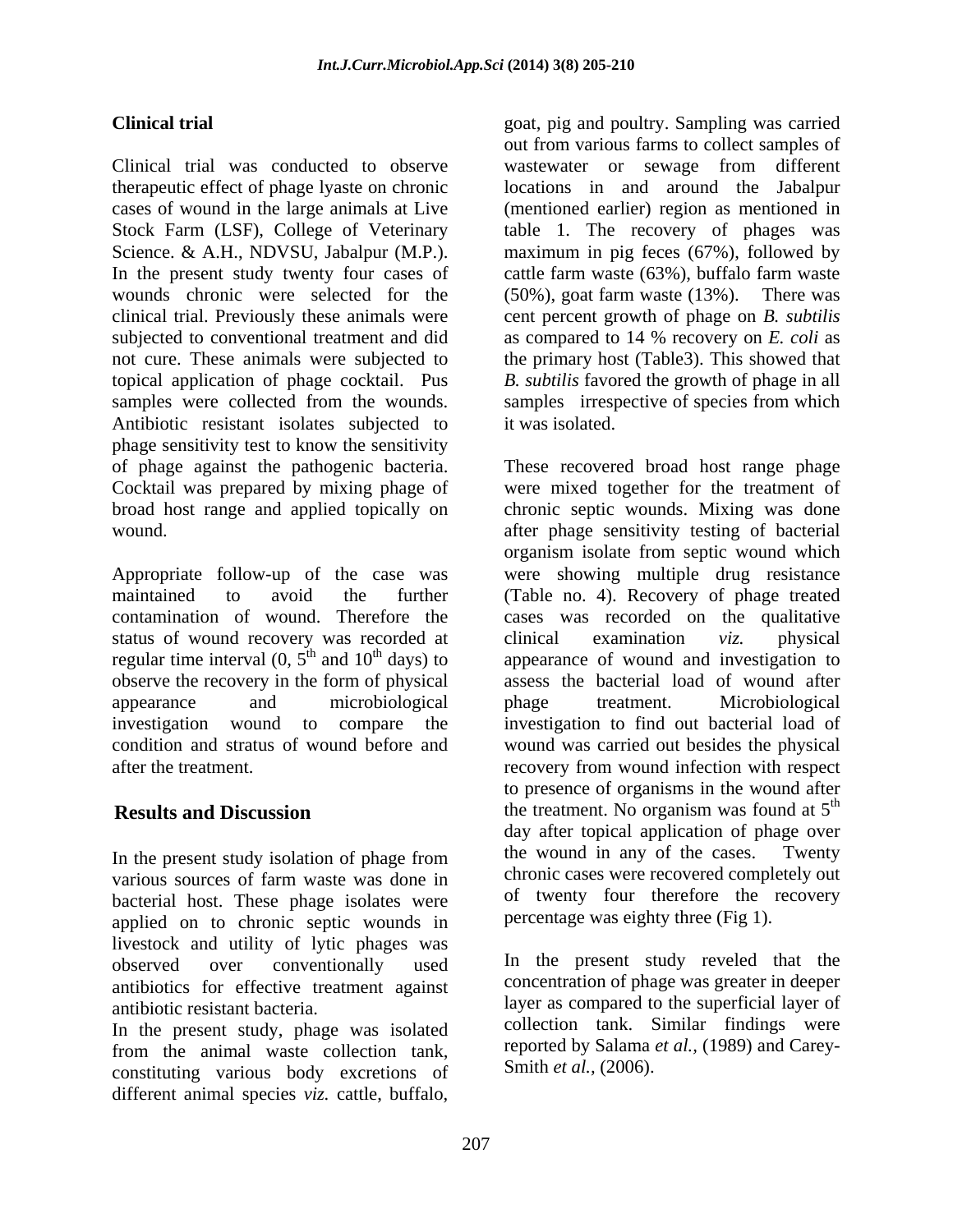## Clinical trial

Clinical trial was conducted to observe therapeutic effect of phage lyaste on chronic cases of wound in the large animals at Live Stock Farm (LSF), College of Veterinary Science. & A.H., NDVSU, Jabalpur (M.P.). In the present study twenty four cases of wounds chronic were selected for the clinical trial. Previously these animals were subjected to conventional treatment and did not cure. These animals were subjected to topical application of phage cocktail. Pus samples were collected from the wounds. Antibiotic resistant isolates subjected to phage sensitivity test to know the sensitivity of phage against the pathogenic bacteria. Cocktail was prepared by mixing phage of broad host range and applied topically on wound.

Appropriate follow-up of the case was maintained to avoid the further contamination of wound. Therefore the status of wound recovery was recorded at regular time interval (0, 5$^{th}$ and 10$^{th}$ days) to observe the recovery in the form of physical appearance and microbiological investigation wound to compare the condition and stratus of wound before and after the treatment.

## Results and Discussion

In the present study isolation of phage from various sources of farm waste was done in bacterial host. These phage isolates were applied on to chronic septic wounds in livestock and utility of lytic phages was observed over conventionally used antibiotics for effective treatment against antibiotic resistant bacteria.

In the present study, phage was isolated from the animal waste collection tank, constituting various body excretions of different animal species *viz.* cattle, buffalo, goat, pig and poultry. Sampling was carried out from various farms to collect samples of wastewater or sewage from different locations in and around the Jabalpur (mentioned earlier) region as mentioned in table 1. The recovery of phages was maximum in pig feces (67%), followed by cattle farm waste (63%), buffalo farm waste (50%), goat farm waste (13%). There was cent percent growth of phage on *B. subtilis* as compared to 14 % recovery on *E. coli* as the primary host (Table3). This showed that *B. subtilis* favored the growth of phage in all samples irrespective of species from which it was isolated.

These recovered broad host range phage were mixed together for the treatment of chronic septic wounds. Mixing was done after phage sensitivity testing of bacterial organism isolate from septic wound which were showing multiple drug resistance (Table no. 4). Recovery of phage treated cases was recorded on the qualitative clinical examination *viz.* physical appearance of wound and investigation to assess the bacterial load of wound after phage treatment. Microbiological investigation to find out bacterial load of wound was carried out besides the physical recovery from wound infection with respect to presence of organisms in the wound after the treatment. No organism was found at 5$^{th}$ day after topical application of phage over the wound in any of the cases. Twenty chronic cases were recovered completely out of twenty four therefore the recovery percentage was eighty three (Fig 1).

In the present study reveled that the concentration of phage was greater in deeper layer as compared to the superficial layer of collection tank. Similar findings were reported by Salama *et al.,* (1989) and Carey-Smith *et al.,* (2006).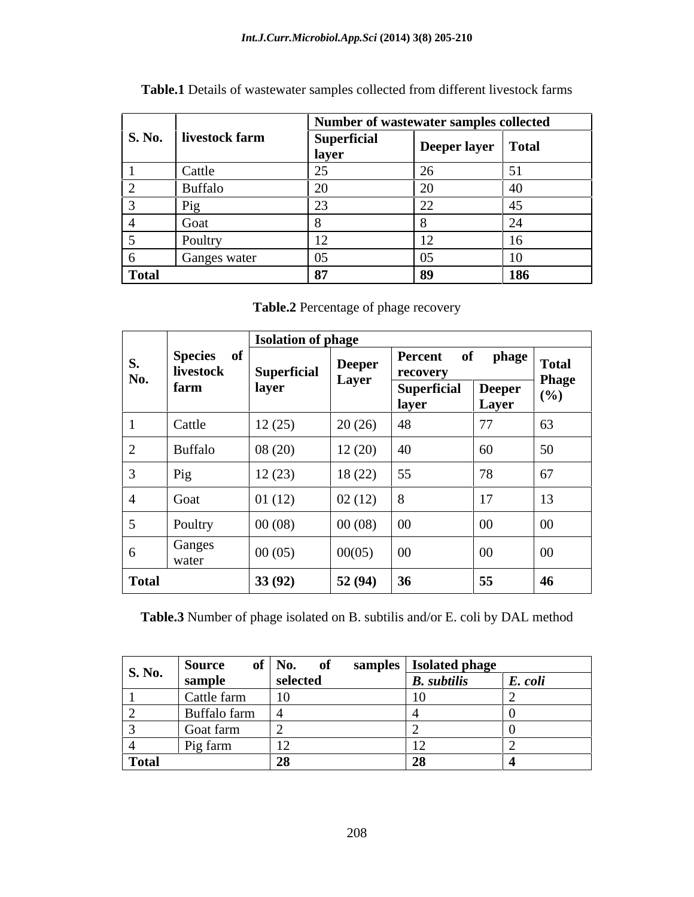**Table.1** Details of wastewater samples collected from different livestock farms

| S. No. | livestock farm | Number of wastewater samples collected | | |
|---|---|---|---|---|
| | | Superficial layer | Deeper layer | Total |
| 1 | Cattle | 25 | 26 | 51 |
| 2 | Buffalo | 20 | 20 | 40 |
| 3 | Pig | 23 | 22 | 45 |
| 4 | Goat | 8 | 8 | 24 |
| 5 | Poultry | 12 | 12 | 16 |
| 6 | Ganges water | 05 | 05 | 10 |
| **Total** | | **87** | **89** | **186** |

**Table.2** Percentage of phage recovery

| S. No. | Species of livestock farm | Isolation of phage | | | | |
|---|---|---|---|---|---|---|
| | | Superficial layer | Deeper Layer | Percent of phage recovery | | Total Phage (%) |
| | | | | Superficial layer | Deeper Layer | |
| 1 | Cattle | 12 (25) | 20 (26) | 48 | 77 | 63 |
| 2 | Buffalo | 08 (20) | 12 (20) | 40 | 60 | 50 |
| 3 | Pig | 12 (23) | 18 (22) | 55 | 78 | 67 |
| 4 | Goat | 01 (12) | 02 (12) | 8 | 17 | 13 |
| 5 | Poultry | 00 (08) | 00 (08) | 00 | 00 | 00 |
| 6 | Ganges water | 00 (05) | 00(05) | 00 | 00 | 00 |
| **Total** | | **33 (92)** | **52 (94)** | **36** | **55** | **46** |

**Table.3** Number of phage isolated on B. subtilis and/or E. coli by DAL method

| S. No. | Source of sample | No. of samples selected | Isolated phage | |
|---|---|---|---|---|
| | | | ***B. subtilis*** | ***E. coli*** |
| 1 | Cattle farm | 10 | 10 | 2 |
| 2 | Buffalo farm | 4 | 4 | 0 |
| 3 | Goat farm | 2 | 2 | 0 |
| 4 | Pig farm | 12 | 12 | 2 |
| **Total** | | **28** | **28** | **4** |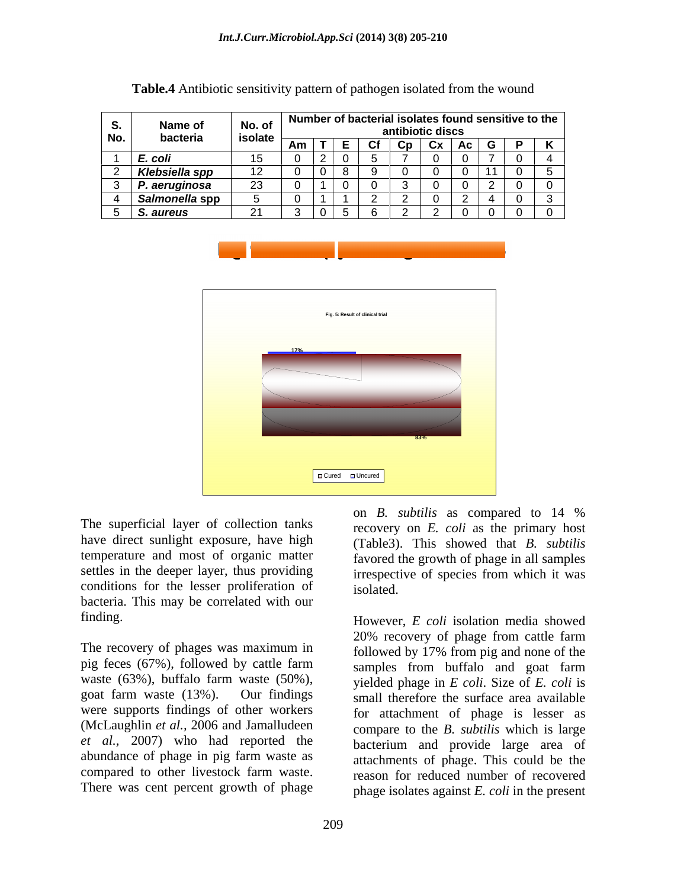**Table.4** Antibiotic sensitivity pattern of pathogen isolated from the wound

| S. No. | Name of bacteria | No. of isolate | Number of bacterial isolates found sensitive to the antibiotic discs | | | | | | | | | |
|---|---|---|---|---|---|---|---|---|---|---|---|---|
| | | | Am | T | E | Cf | Cp | Cx | Ac | G | P | K |
| 1 | *E. coli* | 15 | 0 | 2 | 0 | 5 | 7 | 0 | 0 | 7 | 0 | 4 |
| 2 | *Klebsiella spp* | 12 | 0 | 0 | 8 | 9 | 0 | 0 | 0 | 11 | 0 | 5 |
| 3 | *P. aeruginosa* | 23 | 0 | 1 | 0 | 0 | 3 | 0 | 0 | 2 | 0 | 0 |
| 4 | *Salmonella* spp | 5 | 0 | 1 | 1 | 2 | 2 | 0 | 2 | 4 | 0 | 3 |
| 5 | *S. aureus* | 21 | 3 | 0 | 5 | 6 | 2 | 2 | 0 | 0 | 0 | 0 |

Fig. 5: Result of clinical trial

17%

83%

Cured Uncured

The superficial layer of collection tanks have direct sunlight exposure, have high temperature and most of organic matter settles in the deeper layer, thus providing conditions for the lesser proliferation of bacteria. This may be correlated with our finding.

The recovery of phages was maximum in pig feces (67%), followed by cattle farm waste (63%), buffalo farm waste (50%), goat farm waste (13%). Our findings were supports findings of other workers (McLaughlin *et al.,* 2006 and Jamalludeen *et al.,* 2007) who had reported the abundance of phage in pig farm waste as compared to other livestock farm waste. There was cent percent growth of phage on *B. subtilis* as compared to 14 % recovery on *E. coli* as the primary host (Table3). This showed that *B. subtilis* favored the growth of phage in all samples irrespective of species from which it was isolated.

However, *E coli* isolation media showed 20% recovery of phage from cattle farm followed by 17% from pig and none of the samples from buffalo and goat farm yielded phage in *E coli*. Size of *E. coli* is small therefore the surface area available for attachment of phage is lesser as compare to the *B. subtilis* which is large bacterium and provide large area of attachments of phage. This could be the reason for reduced number of recovered phage isolates against *E. coli* in the present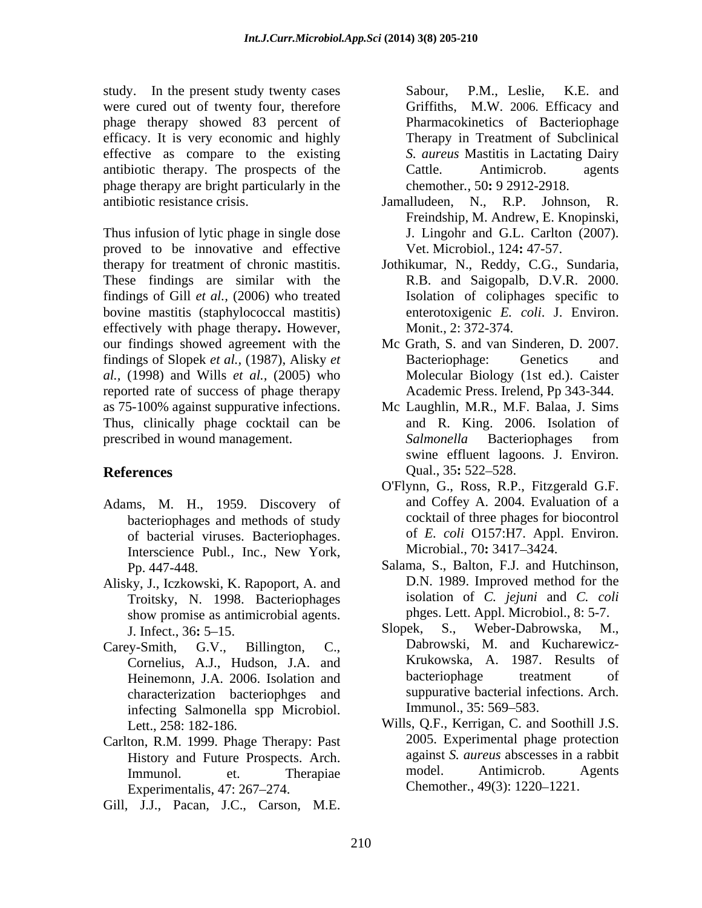study. In the present study twenty cases were cured out of twenty four, therefore phage therapy showed 83 percent of efficacy. It is very economic and highly effective as compare to the existing antibiotic therapy. The prospects of the phage therapy are bright particularly in the antibiotic resistance crisis.

Thus infusion of lytic phage in single dose proved to be innovative and effective therapy for treatment of chronic mastitis. These findings are similar with the findings of Gill *et al.,* (2006) who treated bovine mastitis (staphylococcal mastitis) effectively with phage therapy**.** However, our findings showed agreement with the findings of Slopek *et al.,* (1987), Alisky *et al.,* (1998) and Wills *et al.,* (2005) who reported rate of success of phage therapy as 75-100% against suppurative infections. Thus, clinically phage cocktail can be prescribed in wound management.

## References

Adams, M. H., 1959. Discovery of bacteriophages and methods of study of bacterial viruses. Bacteriophages. Interscience Publ., Inc., New York, Pp. 447-448.

Alisky, J., Iczkowski, K. Rapoport, A. and Troitsky, N. 1998. Bacteriophages show promise as antimicrobial agents. J. Infect., 36**:** 5–15.

Carey-Smith, G.V., Billington, C., Cornelius, A.J., Hudson, J.A. and Heinemonn, J.A. 2006. Isolation and characterization bacteriophges and infecting Salmonella spp Microbiol. Lett., 258: 182-186.

Carlton, R.M. 1999. Phage Therapy: Past History and Future Prospects. Arch. Immunol. et. Therapiae Experimentalis, 47: 267–274.

Gill, J.J., Pacan, J.C., Carson, M.E. Sabour, P.M., Leslie, K.E. and Griffiths, M.W. 2006. Efficacy and Pharmacokinetics of Bacteriophage Therapy in Treatment of Subclinical *S. aureus* Mastitis in Lactating Dairy Cattle. Antimicrob. agents chemother., 50**:** 9 2912-2918.

Jamalludeen, N., R.P. Johnson, R. Freindship, M. Andrew, E. Knopinski, J. Lingohr and G.L. Carlton (2007). Vet. Microbiol., 124**:** 47-57.

Jothikumar, N., Reddy, C.G., Sundaria, R.B. and Saigopalb, D.V.R. 2000. Isolation of coliphages specific to enterotoxigenic *E. coli*. J. Environ. Monit., 2: 372-374.

Mc Grath, S. and van Sinderen, D. 2007. Bacteriophage: Genetics and Molecular Biology (1st ed.). Caister Academic Press. Irelend, Pp 343-344.

Mc Laughlin, M.R., M.F. Balaa, J. Sims and R. King. 2006. Isolation of *Salmonella* Bacteriophages from swine effluent lagoons. J. Environ. Qual., 35**:** 522–528.

O'Flynn, G., Ross, R.P., Fitzgerald G.F. and Coffey A. 2004. Evaluation of a cocktail of three phages for biocontrol of *E. coli* O157:H7. Appl. Environ. Microbial., 70**:** 3417–3424.

Salama, S., Balton, F.J. and Hutchinson, D.N. 1989. Improved method for the isolation of *C. jejuni* and *C. coli* phges. Lett. Appl. Microbiol., 8: 5-7.

Slopek, S., Weber-Dabrowska, M., Dabrowski, M. and Kucharewicz-Krukowska, A. 1987. Results of bacteriophage treatment of suppurative bacterial infections. Arch. Immunol., 35: 569–583.

Wills, Q.F., Kerrigan, C. and Soothill J.S. 2005. Experimental phage protection against *S. aureus* abscesses in a rabbit model. Antimicrob. Agents Chemother., 49(3): 1220–1221.